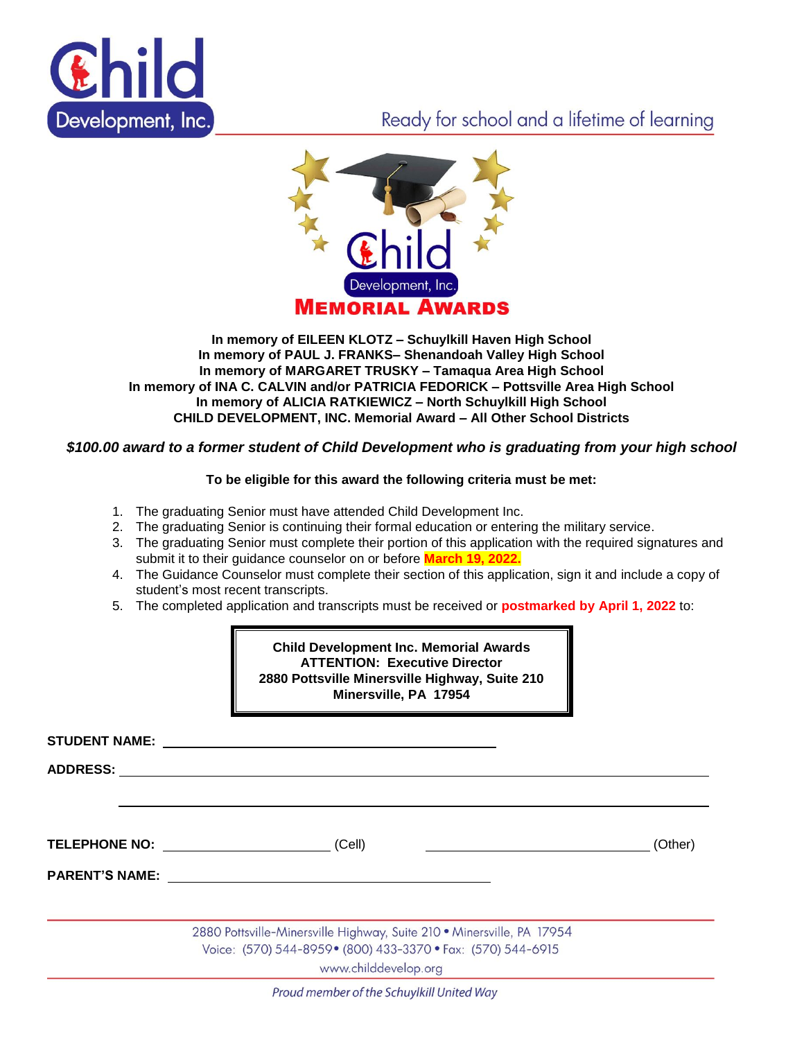Ready for school and a lifetime of learning

# MEMORIAL AWARDS

**In memory of EILEEN KLOTZ – Schuylkill Haven High School**
**In memory of PAUL J. FRANKS– Shenandoah Valley High School**
**In memory of MARGARET TRUSKY – Tamaqua Area High School**
**In memory of INA C. CALVIN and/or PATRICIA FEDORICK – Pottsville Area High School**
**In memory of ALICIA RATKIEWICZ – North Schuylkill High School**
**CHILD DEVELOPMENT, INC. Memorial Award – All Other School Districts**

***$100.00 award to a former student of Child Development who is graduating from your high school***

**To be eligible for this award the following criteria must be met:**

1. The graduating Senior must have attended Child Development Inc.
2. The graduating Senior is continuing their formal education or entering the military service.
3. The graduating Senior must complete their portion of this application with the required signatures and submit it to their guidance counselor on or before **March 19, 2022.**
4. The Guidance Counselor must complete their section of this application, sign it and include a copy of student's most recent transcripts.
5. The completed application and transcripts must be received or **postmarked by April 1, 2022** to:

**Child Development Inc. Memorial Awards**
**ATTENTION: Executive Director**
**2880 Pottsville Minersville Highway, Suite 210**
**Minersville, PA 17954**

**STUDENT NAME:** ____________________________________________

**ADDRESS:** ____________________________________________________________

____________________________________________________________

**TELEPHONE NO:** ______________________ (Cell) ______________________________ (Other)

**PARENT'S NAME:** ____________________________________________

2880 Pottsville-Minersville Highway, Suite 210 • Minersville, PA 17954
Voice: (570) 544-8959• (800) 433-3370 • Fax: (570) 544-6915
www.childdevelop.org

*Proud member of the Schuylkill United Way*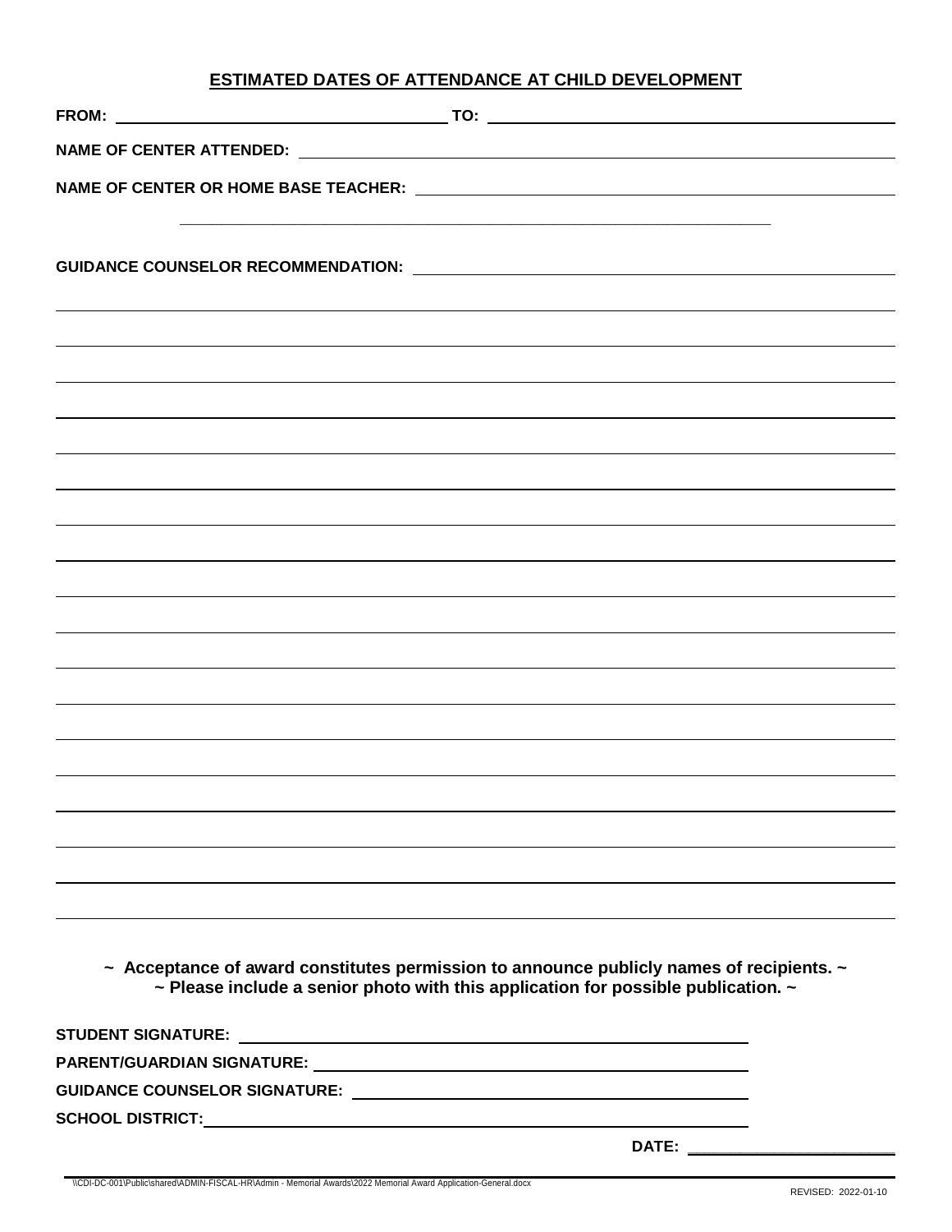## ESTIMATED DATES OF ATTENDANCE AT CHILD DEVELOPMENT

**FROM:** ______________________________ **TO:** ______________________________

**NAME OF CENTER ATTENDED:** ______________________________

**NAME OF CENTER OR HOME BASE TEACHER:** ______________________________

______________________________

**GUIDANCE COUNSELOR RECOMMENDATION:** ______________________________

______________________________

______________________________

______________________________

______________________________

______________________________

______________________________

______________________________

______________________________

______________________________

______________________________

______________________________

______________________________

______________________________

______________________________

______________________________

______________________________

______________________________

______________________________

**~ Acceptance of award constitutes permission to announce publicly names of recipients. ~**
**~ Please include a senior photo with this application for possible publication. ~**

**STUDENT SIGNATURE:** ______________________________

**PARENT/GUARDIAN SIGNATURE:** ______________________________

**GUIDANCE COUNSELOR SIGNATURE:** ______________________________

**SCHOOL DISTRICT:** ______________________________

**DATE:** ______________________________

\\CDI-DC-001\Public\shared\ADMIN-FISCAL-HR\Admin - Memorial Awards\2022 Memorial Award Application-General.docx

REVISED: 2022-01-10